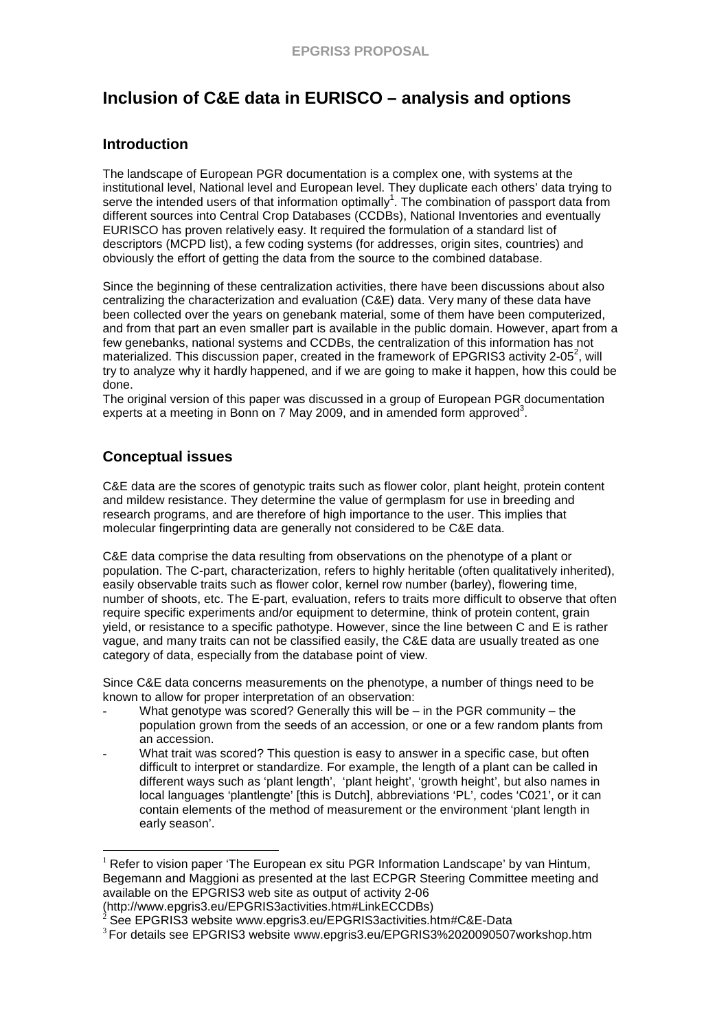# Inclusion of C&E data in EURISCO – analysis and options

## Introduction

The landscape of European PGR documentation is a complex one, with systems at the institutional level, National level and European level. They duplicate each others' data trying to serve the intended users of that information optimally[1]. The combination of passport data from different sources into Central Crop Databases (CCDBs), National Inventories and eventually EURISCO has proven relatively easy. It required the formulation of a standard list of descriptors (MCPD list), a few coding systems (for addresses, origin sites, countries) and obviously the effort of getting the data from the source to the combined database.

Since the beginning of these centralization activities, there have been discussions about also centralizing the characterization and evaluation (C&E) data. Very many of these data have been collected over the years on genebank material, some of them have been computerized, and from that part an even smaller part is available in the public domain. However, apart from a few genebanks, national systems and CCDBs, the centralization of this information has not materialized. This discussion paper, created in the framework of EPGRIS3 activity 2-05[2], will try to analyze why it hardly happened, and if we are going to make it happen, how this could be done.

The original version of this paper was discussed in a group of European PGR documentation experts at a meeting in Bonn on 7 May 2009, and in amended form approved[3].

## Conceptual issues

C&E data are the scores of genotypic traits such as flower color, plant height, protein content and mildew resistance. They determine the value of germplasm for use in breeding and research programs, and are therefore of high importance to the user. This implies that molecular fingerprinting data are generally not considered to be C&E data.

C&E data comprise the data resulting from observations on the phenotype of a plant or population. The C-part, characterization, refers to highly heritable (often qualitatively inherited), easily observable traits such as flower color, kernel row number (barley), flowering time, number of shoots, etc. The E-part, evaluation, refers to traits more difficult to observe that often require specific experiments and/or equipment to determine, think of protein content, grain yield, or resistance to a specific pathotype. However, since the line between C and E is rather vague, and many traits can not be classified easily, the C&E data are usually treated as one category of data, especially from the database point of view.

Since C&E data concerns measurements on the phenotype, a number of things need to be known to allow for proper interpretation of an observation:

- What genotype was scored? Generally this will be – in the PGR community – the population grown from the seeds of an accession, or one or a few random plants from an accession.
- What trait was scored? This question is easy to answer in a specific case, but often difficult to interpret or standardize. For example, the length of a plant can be called in different ways such as 'plant length', 'plant height', 'growth height', but also names in local languages 'plantlengte' [this is Dutch], abbreviations 'PL', codes 'C021', or it can contain elements of the method of measurement or the environment 'plant length in early season'.

---

[1] Refer to vision paper 'The European ex situ PGR Information Landscape' by van Hintum, Begemann and Maggioni as presented at the last ECPGR Steering Committee meeting and available on the EPGRIS3 web site as output of activity 2-06 (http://www.epgris3.eu/EPGRIS3activities.htm#LinkECCDBs)

[2] See EPGRIS3 website www.epgris3.eu/EPGRIS3activities.htm#C&E-Data

[3] For details see EPGRIS3 website www.epgris3.eu/EPGRIS3%2020090507workshop.htm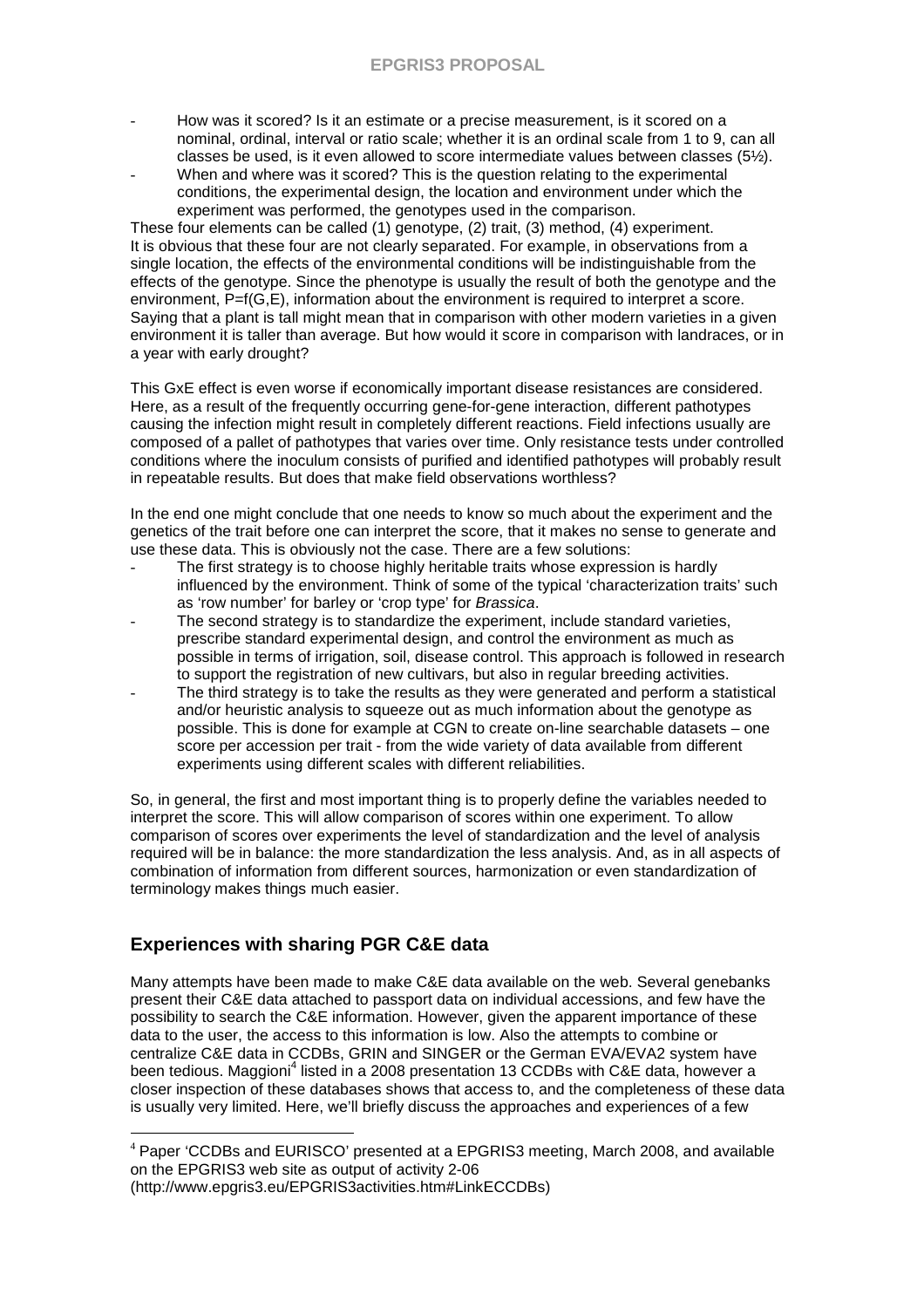- How was it scored? Is it an estimate or a precise measurement, is it scored on a nominal, ordinal, interval or ratio scale; whether it is an ordinal scale from 1 to 9, can all classes be used, is it even allowed to score intermediate values between classes (5½).
- When and where was it scored? This is the question relating to the experimental conditions, the experimental design, the location and environment under which the experiment was performed, the genotypes used in the comparison.

These four elements can be called (1) genotype, (2) trait, (3) method, (4) experiment. It is obvious that these four are not clearly separated. For example, in observations from a single location, the effects of the environmental conditions will be indistinguishable from the effects of the genotype. Since the phenotype is usually the result of both the genotype and the environment, P=f(G,E), information about the environment is required to interpret a score. Saying that a plant is tall might mean that in comparison with other modern varieties in a given environment it is taller than average. But how would it score in comparison with landraces, or in a year with early drought?

This GxE effect is even worse if economically important disease resistances are considered. Here, as a result of the frequently occurring gene-for-gene interaction, different pathotypes causing the infection might result in completely different reactions. Field infections usually are composed of a pallet of pathotypes that varies over time. Only resistance tests under controlled conditions where the inoculum consists of purified and identified pathotypes will probably result in repeatable results. But does that make field observations worthless?

In the end one might conclude that one needs to know so much about the experiment and the genetics of the trait before one can interpret the score, that it makes no sense to generate and use these data. This is obviously not the case. There are a few solutions:

- The first strategy is to choose highly heritable traits whose expression is hardly influenced by the environment. Think of some of the typical 'characterization traits' such as 'row number' for barley or 'crop type' for *Brassica*.
- The second strategy is to standardize the experiment, include standard varieties, prescribe standard experimental design, and control the environment as much as possible in terms of irrigation, soil, disease control. This approach is followed in research to support the registration of new cultivars, but also in regular breeding activities.
- The third strategy is to take the results as they were generated and perform a statistical and/or heuristic analysis to squeeze out as much information about the genotype as possible. This is done for example at CGN to create on-line searchable datasets – one score per accession per trait - from the wide variety of data available from different experiments using different scales with different reliabilities.

So, in general, the first and most important thing is to properly define the variables needed to interpret the score. This will allow comparison of scores within one experiment. To allow comparison of scores over experiments the level of standardization and the level of analysis required will be in balance: the more standardization the less analysis. And, as in all aspects of combination of information from different sources, harmonization or even standardization of terminology makes things much easier.

## Experiences with sharing PGR C&E data

Many attempts have been made to make C&E data available on the web. Several genebanks present their C&E data attached to passport data on individual accessions, and few have the possibility to search the C&E information. However, given the apparent importance of these data to the user, the access to this information is low. Also the attempts to combine or centralize C&E data in CCDBs, GRIN and SINGER or the German EVA/EVA2 system have been tedious. Maggioni[4] listed in a 2008 presentation 13 CCDBs with C&E data, however a closer inspection of these databases shows that access to, and the completeness of these data is usually very limited. Here, we'll briefly discuss the approaches and experiences of a few

[4] Paper 'CCDBs and EURISCO' presented at a EPGRIS3 meeting, March 2008, and available on the EPGRIS3 web site as output of activity 2-06 (http://www.epgris3.eu/EPGRIS3activities.htm#LinkECCDBs)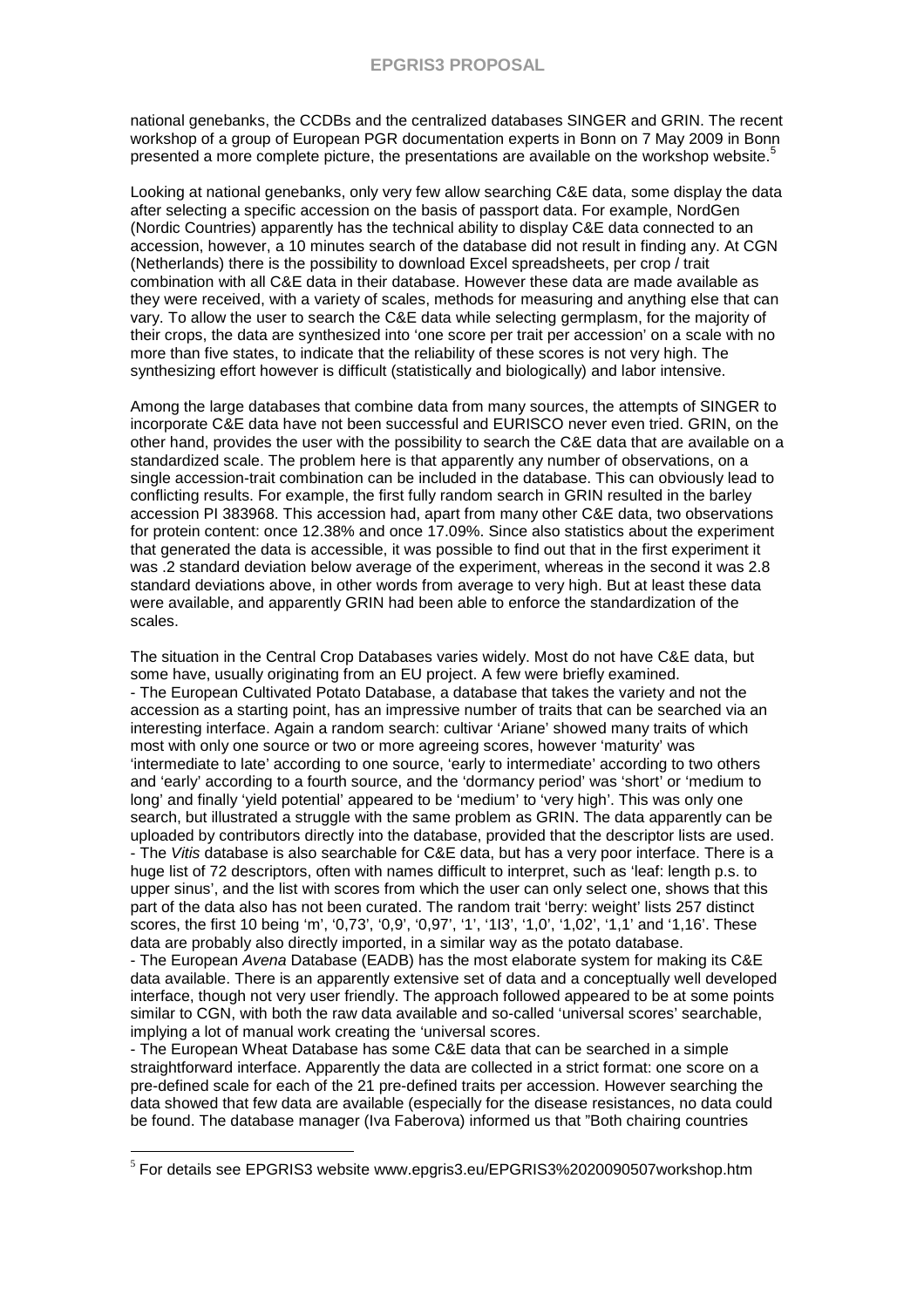national genebanks, the CCDBs and the centralized databases SINGER and GRIN. The recent workshop of a group of European PGR documentation experts in Bonn on 7 May 2009 in Bonn presented a more complete picture, the presentations are available on the workshop website.[5]

Looking at national genebanks, only very few allow searching C&E data, some display the data after selecting a specific accession on the basis of passport data. For example, NordGen (Nordic Countries) apparently has the technical ability to display C&E data connected to an accession, however, a 10 minutes search of the database did not result in finding any. At CGN (Netherlands) there is the possibility to download Excel spreadsheets, per crop / trait combination with all C&E data in their database. However these data are made available as they were received, with a variety of scales, methods for measuring and anything else that can vary. To allow the user to search the C&E data while selecting germplasm, for the majority of their crops, the data are synthesized into 'one score per trait per accession' on a scale with no more than five states, to indicate that the reliability of these scores is not very high. The synthesizing effort however is difficult (statistically and biologically) and labor intensive.

Among the large databases that combine data from many sources, the attempts of SINGER to incorporate C&E data have not been successful and EURISCO never even tried. GRIN, on the other hand, provides the user with the possibility to search the C&E data that are available on a standardized scale. The problem here is that apparently any number of observations, on a single accession-trait combination can be included in the database. This can obviously lead to conflicting results. For example, the first fully random search in GRIN resulted in the barley accession PI 383968. This accession had, apart from many other C&E data, two observations for protein content: once 12.38% and once 17.09%. Since also statistics about the experiment that generated the data is accessible, it was possible to find out that in the first experiment it was .2 standard deviation below average of the experiment, whereas in the second it was 2.8 standard deviations above, in other words from average to very high. But at least these data were available, and apparently GRIN had been able to enforce the standardization of the scales.

The situation in the Central Crop Databases varies widely. Most do not have C&E data, but some have, usually originating from an EU project. A few were briefly examined.

- The European Cultivated Potato Database, a database that takes the variety and not the accession as a starting point, has an impressive number of traits that can be searched via an interesting interface. Again a random search: cultivar 'Ariane' showed many traits of which most with only one source or two or more agreeing scores, however 'maturity' was 'intermediate to late' according to one source, 'early to intermediate' according to two others and 'early' according to a fourth source, and the 'dormancy period' was 'short' or 'medium to long' and finally 'yield potential' appeared to be 'medium' to 'very high'. This was only one search, but illustrated a struggle with the same problem as GRIN. The data apparently can be uploaded by contributors directly into the database, provided that the descriptor lists are used.
- The *Vitis* database is also searchable for C&E data, but has a very poor interface. There is a huge list of 72 descriptors, often with names difficult to interpret, such as 'leaf: length p.s. to upper sinus', and the list with scores from which the user can only select one, shows that this part of the data also has not been curated. The random trait 'berry: weight' lists 257 distinct scores, the first 10 being 'm', '0,73', '0,9', '0,97', '1', '1I3', '1,0', '1,02', '1,1' and '1,16'. These data are probably also directly imported, in a similar way as the potato database.
- The European *Avena* Database (EADB) has the most elaborate system for making its C&E data available. There is an apparently extensive set of data and a conceptually well developed interface, though not very user friendly. The approach followed appeared to be at some points similar to CGN, with both the raw data available and so-called 'universal scores' searchable, implying a lot of manual work creating the 'universal scores.
- The European Wheat Database has some C&E data that can be searched in a simple straightforward interface. Apparently the data are collected in a strict format: one score on a pre-defined scale for each of the 21 pre-defined traits per accession. However searching the data showed that few data are available (especially for the disease resistances, no data could be found. The database manager (Iva Faberova) informed us that "Both chairing countries

[5] For details see EPGRIS3 website www.epgris3.eu/EPGRIS3%2020090507workshop.htm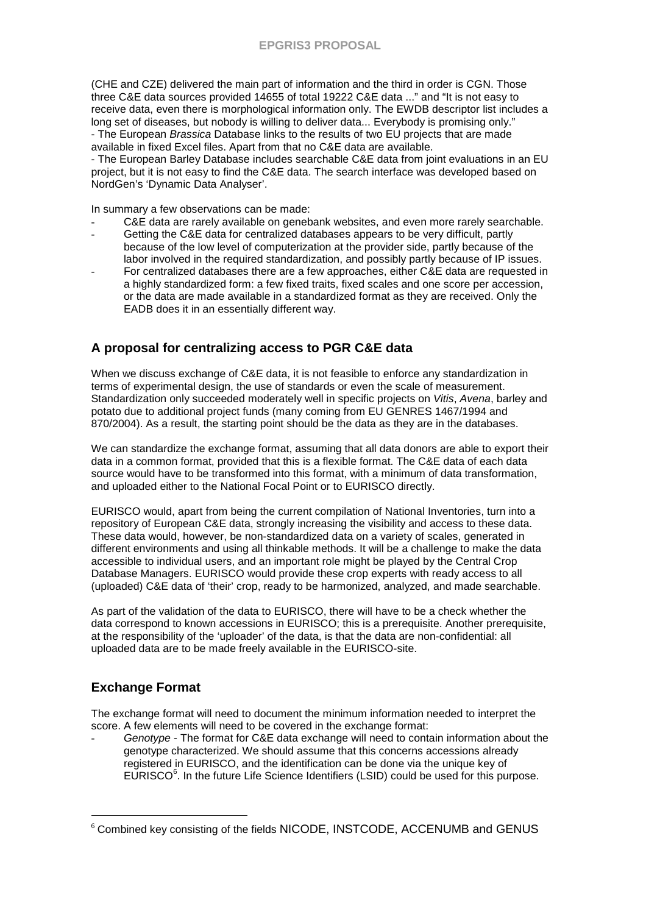(CHE and CZE) delivered the main part of information and the third in order is CGN. Those three C&E data sources provided 14655 of total 19222 C&E data ..." and "It is not easy to receive data, even there is morphological information only. The EWDB descriptor list includes a long set of diseases, but nobody is willing to deliver data... Everybody is promising only."

- The European *Brassica* Database links to the results of two EU projects that are made available in fixed Excel files. Apart from that no C&E data are available.
- The European Barley Database includes searchable C&E data from joint evaluations in an EU project, but it is not easy to find the C&E data. The search interface was developed based on NordGen's 'Dynamic Data Analyser'.

In summary a few observations can be made:

- C&E data are rarely available on genebank websites, and even more rarely searchable.
- Getting the C&E data for centralized databases appears to be very difficult, partly because of the low level of computerization at the provider side, partly because of the labor involved in the required standardization, and possibly partly because of IP issues.
- For centralized databases there are a few approaches, either C&E data are requested in a highly standardized form: a few fixed traits, fixed scales and one score per accession, or the data are made available in a standardized format as they are received. Only the EADB does it in an essentially different way.

## A proposal for centralizing access to PGR C&E data

When we discuss exchange of C&E data, it is not feasible to enforce any standardization in terms of experimental design, the use of standards or even the scale of measurement. Standardization only succeeded moderately well in specific projects on *Vitis*, *Avena*, barley and potato due to additional project funds (many coming from EU GENRES 1467/1994 and 870/2004). As a result, the starting point should be the data as they are in the databases.

We can standardize the exchange format, assuming that all data donors are able to export their data in a common format, provided that this is a flexible format. The C&E data of each data source would have to be transformed into this format, with a minimum of data transformation, and uploaded either to the National Focal Point or to EURISCO directly.

EURISCO would, apart from being the current compilation of National Inventories, turn into a repository of European C&E data, strongly increasing the visibility and access to these data. These data would, however, be non-standardized data on a variety of scales, generated in different environments and using all thinkable methods. It will be a challenge to make the data accessible to individual users, and an important role might be played by the Central Crop Database Managers. EURISCO would provide these crop experts with ready access to all (uploaded) C&E data of 'their' crop, ready to be harmonized, analyzed, and made searchable.

As part of the validation of the data to EURISCO, there will have to be a check whether the data correspond to known accessions in EURISCO; this is a prerequisite. Another prerequisite, at the responsibility of the 'uploader' of the data, is that the data are non-confidential: all uploaded data are to be made freely available in the EURISCO-site.

## Exchange Format

The exchange format will need to document the minimum information needed to interpret the score. A few elements will need to be covered in the exchange format:

- *Genotype* - The format for C&E data exchange will need to contain information about the genotype characterized. We should assume that this concerns accessions already registered in EURISCO, and the identification can be done via the unique key of EURISCO[6]. In the future Life Science Identifiers (LSID) could be used for this purpose.

[6] Combined key consisting of the fields NICODE, INSTCODE, ACCENUMB and GENUS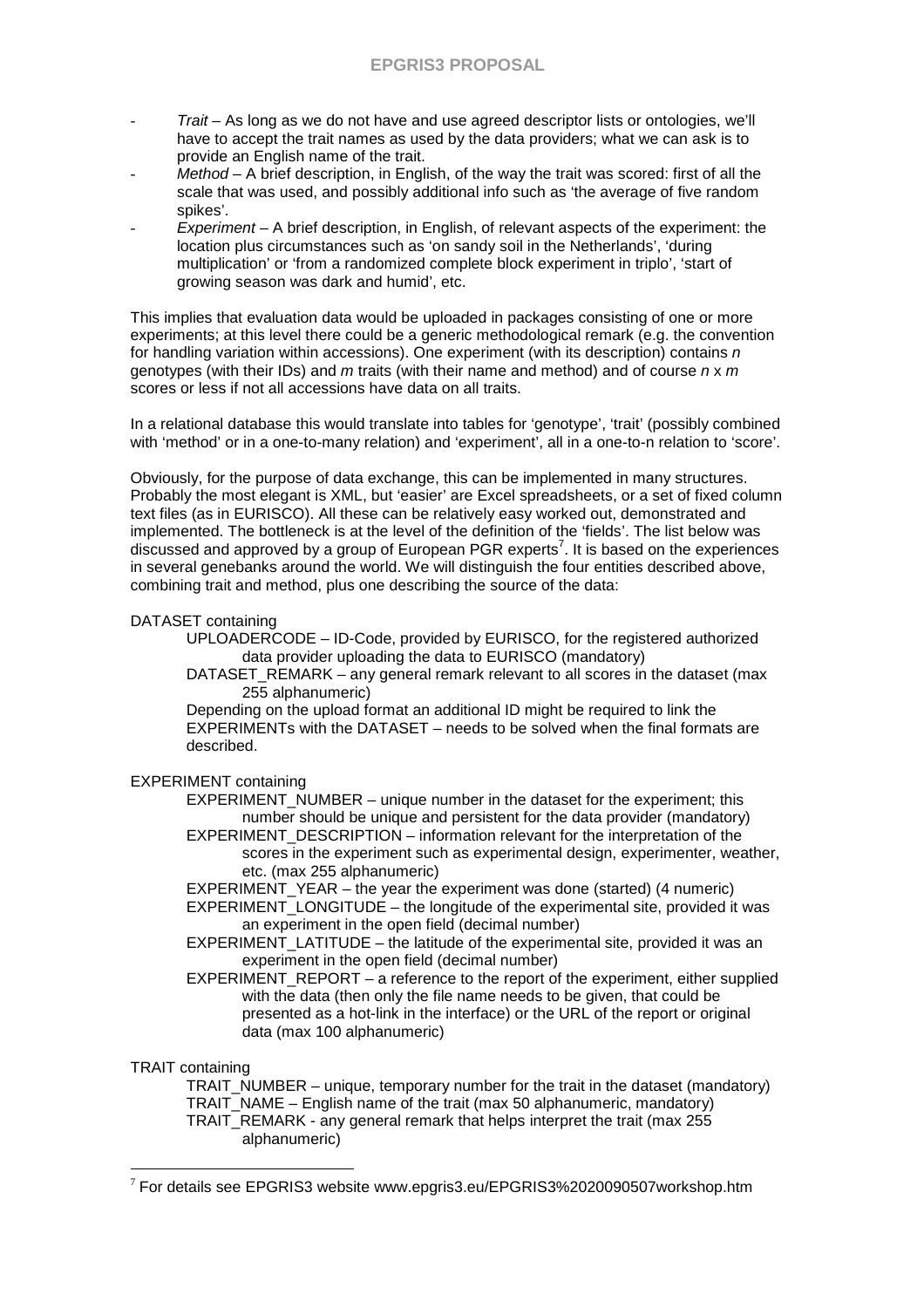- *Trait* – As long as we do not have and use agreed descriptor lists or ontologies, we'll have to accept the trait names as used by the data providers; what we can ask is to provide an English name of the trait.
- *Method* – A brief description, in English, of the way the trait was scored: first of all the scale that was used, and possibly additional info such as 'the average of five random spikes'.
- *Experiment* – A brief description, in English, of relevant aspects of the experiment: the location plus circumstances such as 'on sandy soil in the Netherlands', 'during multiplication' or 'from a randomized complete block experiment in triplo', 'start of growing season was dark and humid', etc.

This implies that evaluation data would be uploaded in packages consisting of one or more experiments; at this level there could be a generic methodological remark (e.g. the convention for handling variation within accessions). One experiment (with its description) contains *n* genotypes (with their IDs) and *m* traits (with their name and method) and of course *n* x *m* scores or less if not all accessions have data on all traits.

In a relational database this would translate into tables for 'genotype', 'trait' (possibly combined with 'method' or in a one-to-many relation) and 'experiment', all in a one-to-n relation to 'score'.

Obviously, for the purpose of data exchange, this can be implemented in many structures. Probably the most elegant is XML, but 'easier' are Excel spreadsheets, or a set of fixed column text files (as in EURISCO). All these can be relatively easy worked out, demonstrated and implemented. The bottleneck is at the level of the definition of the 'fields'. The list below was discussed and approved by a group of European PGR experts[7]. It is based on the experiences in several genebanks around the world. We will distinguish the four entities described above, combining trait and method, plus one describing the source of the data:

DATASET containing

- UPLOADERCODE – ID-Code, provided by EURISCO, for the registered authorized data provider uploading the data to EURISCO (mandatory)
- DATASET_REMARK – any general remark relevant to all scores in the dataset (max 255 alphanumeric)

Depending on the upload format an additional ID might be required to link the EXPERIMENTs with the DATASET – needs to be solved when the final formats are described.

EXPERIMENT containing

- EXPERIMENT_NUMBER – unique number in the dataset for the experiment; this number should be unique and persistent for the data provider (mandatory)
- EXPERIMENT_DESCRIPTION – information relevant for the interpretation of the scores in the experiment such as experimental design, experimenter, weather, etc. (max 255 alphanumeric)
- EXPERIMENT_YEAR – the year the experiment was done (started) (4 numeric)
- EXPERIMENT_LONGITUDE – the longitude of the experimental site, provided it was an experiment in the open field (decimal number)
- EXPERIMENT_LATITUDE – the latitude of the experimental site, provided it was an experiment in the open field (decimal number)
- EXPERIMENT_REPORT – a reference to the report of the experiment, either supplied with the data (then only the file name needs to be given, that could be presented as a hot-link in the interface) or the URL of the report or original data (max 100 alphanumeric)

TRAIT containing

- TRAIT_NUMBER – unique, temporary number for the trait in the dataset (mandatory)
- TRAIT_NAME – English name of the trait (max 50 alphanumeric, mandatory)
- TRAIT_REMARK - any general remark that helps interpret the trait (max 255 alphanumeric)

[7] For details see EPGRIS3 website www.epgris3.eu/EPGRIS3%2020090507workshop.htm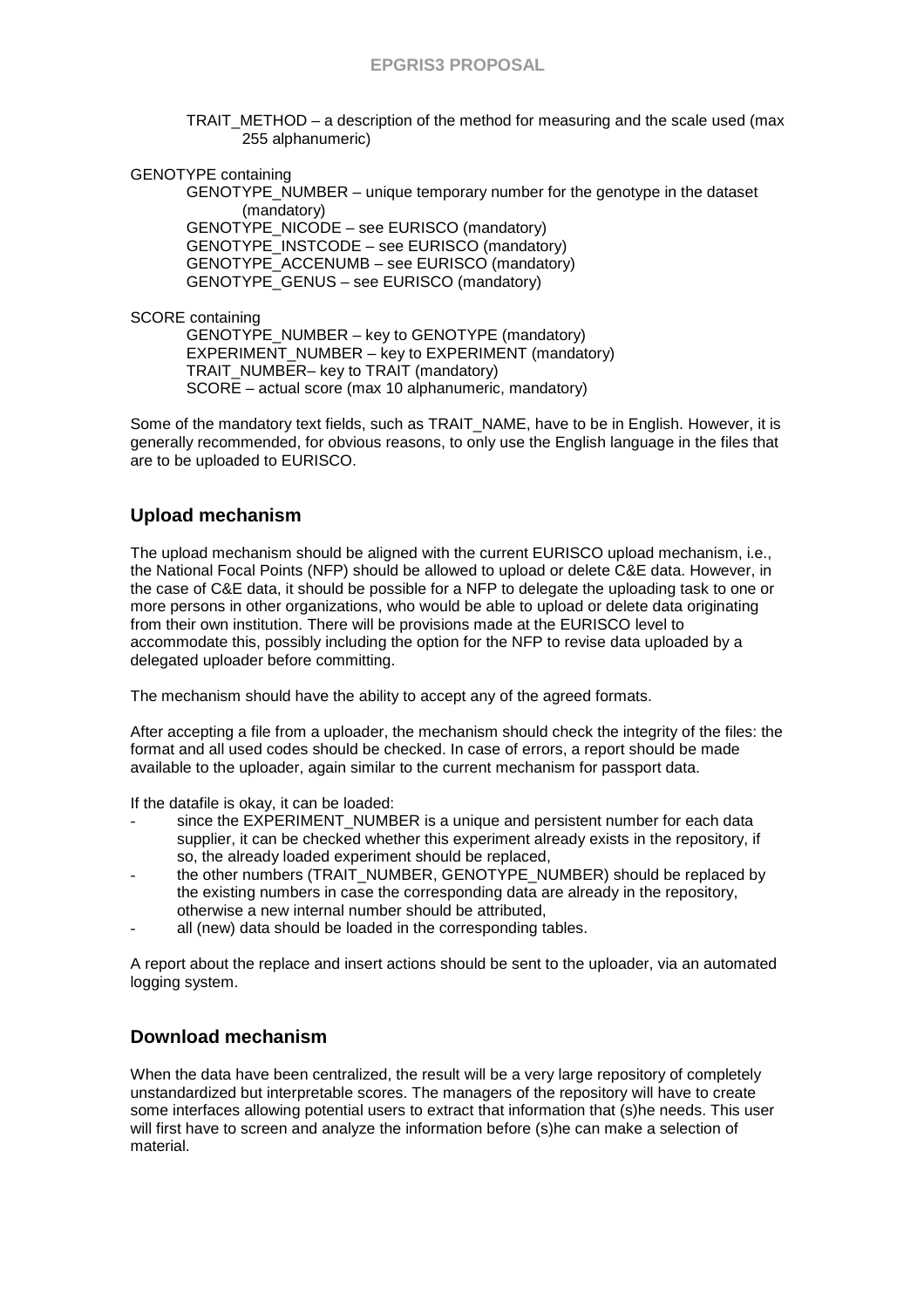TRAIT_METHOD – a description of the method for measuring and the scale used (max 255 alphanumeric)

GENOTYPE containing

- GENOTYPE_NUMBER – unique temporary number for the genotype in the dataset (mandatory)
- GENOTYPE_NICODE – see EURISCO (mandatory)
- GENOTYPE_INSTCODE – see EURISCO (mandatory)
- GENOTYPE_ACCENUMB – see EURISCO (mandatory)
- GENOTYPE_GENUS – see EURISCO (mandatory)

SCORE containing

- GENOTYPE_NUMBER – key to GENOTYPE (mandatory)
- EXPERIMENT_NUMBER – key to EXPERIMENT (mandatory)
- TRAIT_NUMBER– key to TRAIT (mandatory)
- SCORE – actual score (max 10 alphanumeric, mandatory)

Some of the mandatory text fields, such as TRAIT_NAME, have to be in English. However, it is generally recommended, for obvious reasons, to only use the English language in the files that are to be uploaded to EURISCO.

## Upload mechanism

The upload mechanism should be aligned with the current EURISCO upload mechanism, i.e., the National Focal Points (NFP) should be allowed to upload or delete C&E data. However, in the case of C&E data, it should be possible for a NFP to delegate the uploading task to one or more persons in other organizations, who would be able to upload or delete data originating from their own institution. There will be provisions made at the EURISCO level to accommodate this, possibly including the option for the NFP to revise data uploaded by a delegated uploader before committing.

The mechanism should have the ability to accept any of the agreed formats.

After accepting a file from a uploader, the mechanism should check the integrity of the files: the format and all used codes should be checked. In case of errors, a report should be made available to the uploader, again similar to the current mechanism for passport data.

If the datafile is okay, it can be loaded:

- since the EXPERIMENT_NUMBER is a unique and persistent number for each data supplier, it can be checked whether this experiment already exists in the repository, if so, the already loaded experiment should be replaced,
- the other numbers (TRAIT_NUMBER, GENOTYPE_NUMBER) should be replaced by the existing numbers in case the corresponding data are already in the repository, otherwise a new internal number should be attributed,
- all (new) data should be loaded in the corresponding tables.

A report about the replace and insert actions should be sent to the uploader, via an automated logging system.

## Download mechanism

When the data have been centralized, the result will be a very large repository of completely unstandardized but interpretable scores. The managers of the repository will have to create some interfaces allowing potential users to extract that information that (s)he needs. This user will first have to screen and analyze the information before (s)he can make a selection of material.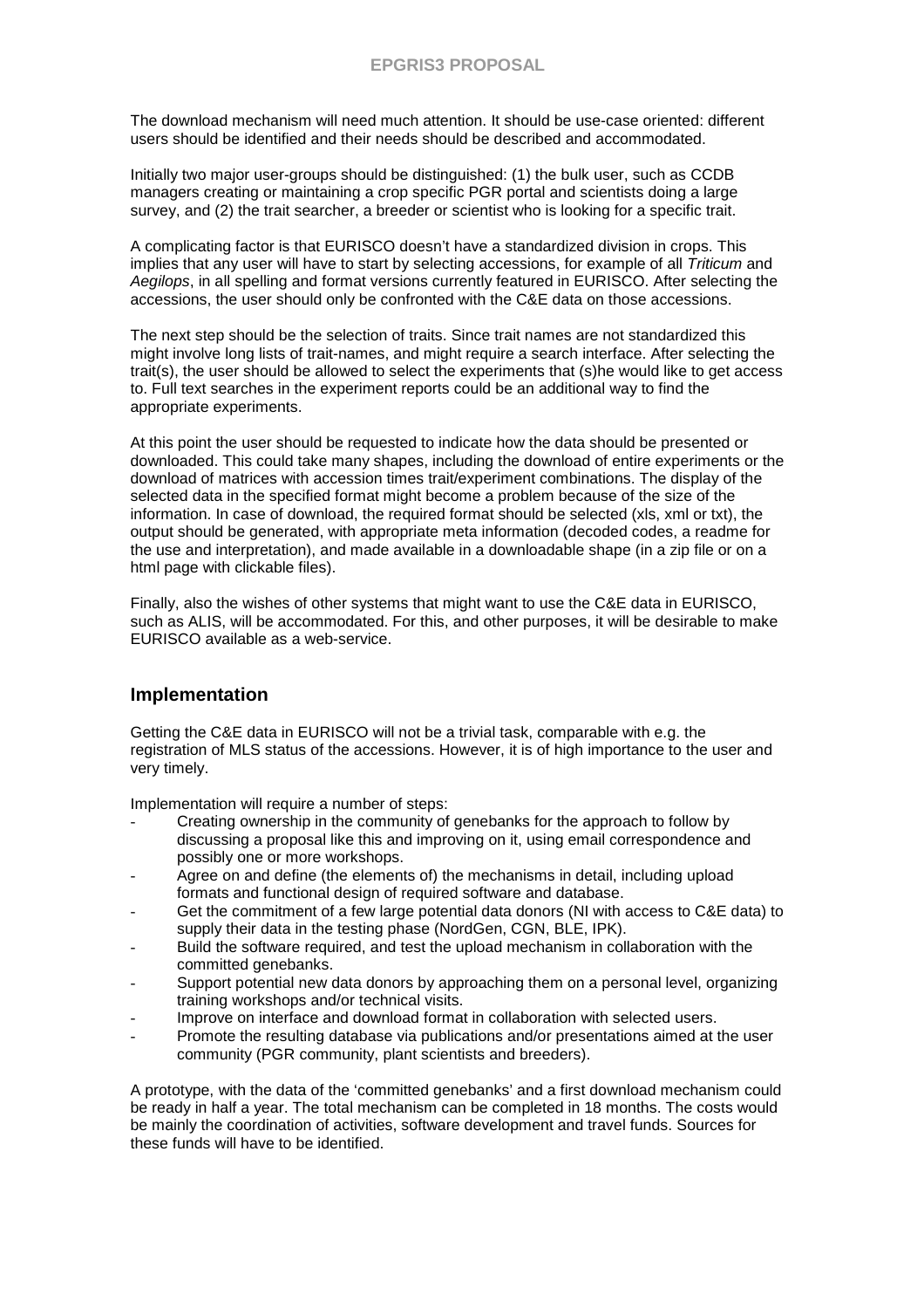The download mechanism will need much attention. It should be use-case oriented: different users should be identified and their needs should be described and accommodated.

Initially two major user-groups should be distinguished: (1) the bulk user, such as CCDB managers creating or maintaining a crop specific PGR portal and scientists doing a large survey, and (2) the trait searcher, a breeder or scientist who is looking for a specific trait.

A complicating factor is that EURISCO doesn't have a standardized division in crops. This implies that any user will have to start by selecting accessions, for example of all *Triticum* and *Aegilops*, in all spelling and format versions currently featured in EURISCO. After selecting the accessions, the user should only be confronted with the C&E data on those accessions.

The next step should be the selection of traits. Since trait names are not standardized this might involve long lists of trait-names, and might require a search interface. After selecting the trait(s), the user should be allowed to select the experiments that (s)he would like to get access to. Full text searches in the experiment reports could be an additional way to find the appropriate experiments.

At this point the user should be requested to indicate how the data should be presented or downloaded. This could take many shapes, including the download of entire experiments or the download of matrices with accession times trait/experiment combinations. The display of the selected data in the specified format might become a problem because of the size of the information. In case of download, the required format should be selected (xls, xml or txt), the output should be generated, with appropriate meta information (decoded codes, a readme for the use and interpretation), and made available in a downloadable shape (in a zip file or on a html page with clickable files).

Finally, also the wishes of other systems that might want to use the C&E data in EURISCO, such as ALIS, will be accommodated. For this, and other purposes, it will be desirable to make EURISCO available as a web-service.

## Implementation

Getting the C&E data in EURISCO will not be a trivial task, comparable with e.g. the registration of MLS status of the accessions. However, it is of high importance to the user and very timely.

Implementation will require a number of steps:

- Creating ownership in the community of genebanks for the approach to follow by discussing a proposal like this and improving on it, using email correspondence and possibly one or more workshops.
- Agree on and define (the elements of) the mechanisms in detail, including upload formats and functional design of required software and database.
- Get the commitment of a few large potential data donors (NI with access to C&E data) to supply their data in the testing phase (NordGen, CGN, BLE, IPK).
- Build the software required, and test the upload mechanism in collaboration with the committed genebanks.
- Support potential new data donors by approaching them on a personal level, organizing training workshops and/or technical visits.
- Improve on interface and download format in collaboration with selected users.
- Promote the resulting database via publications and/or presentations aimed at the user community (PGR community, plant scientists and breeders).

A prototype, with the data of the 'committed genebanks' and a first download mechanism could be ready in half a year. The total mechanism can be completed in 18 months. The costs would be mainly the coordination of activities, software development and travel funds. Sources for these funds will have to be identified.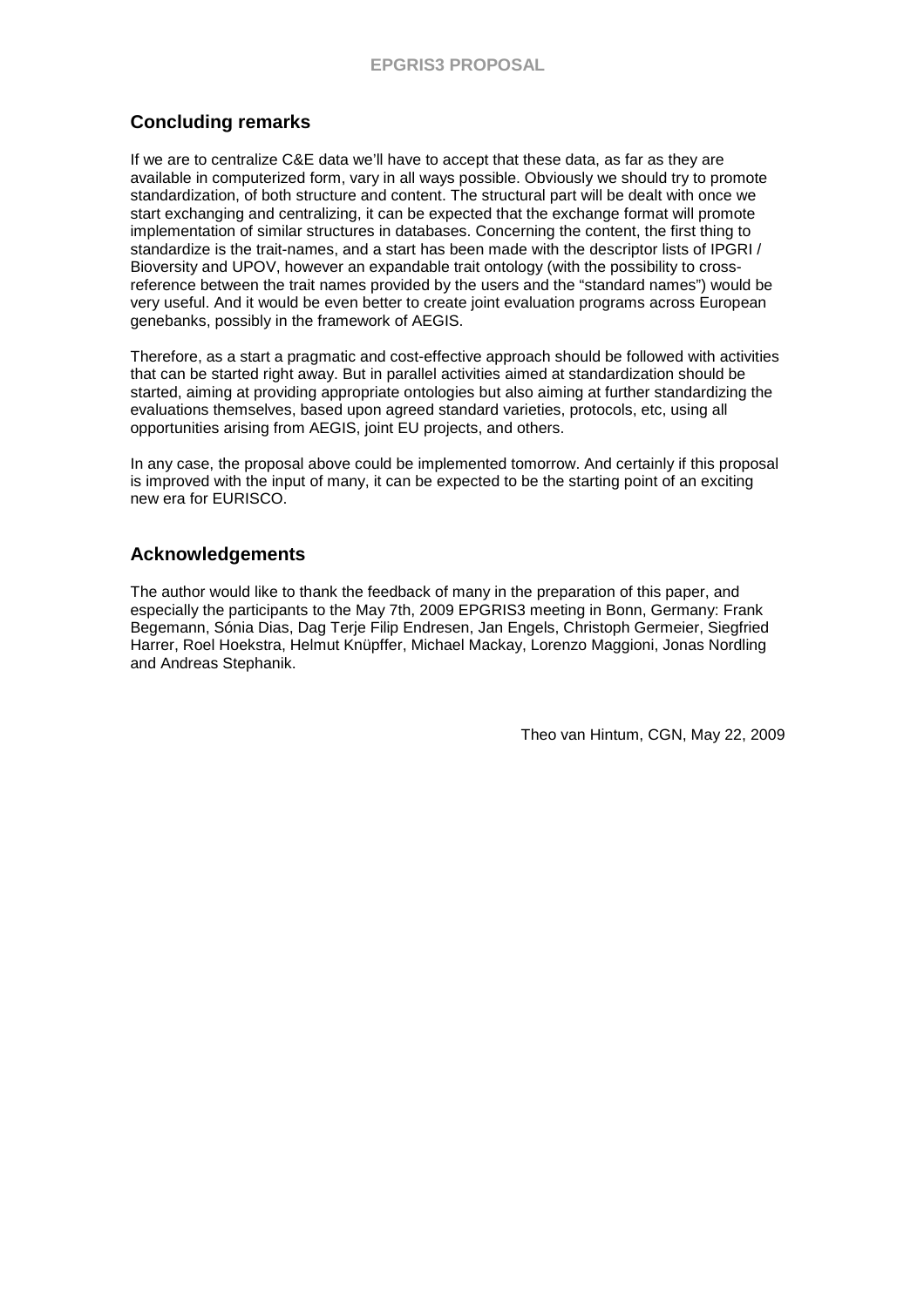## Concluding remarks

If we are to centralize C&E data we'll have to accept that these data, as far as they are available in computerized form, vary in all ways possible. Obviously we should try to promote standardization, of both structure and content. The structural part will be dealt with once we start exchanging and centralizing, it can be expected that the exchange format will promote implementation of similar structures in databases. Concerning the content, the first thing to standardize is the trait-names, and a start has been made with the descriptor lists of IPGRI / Bioversity and UPOV, however an expandable trait ontology (with the possibility to cross-reference between the trait names provided by the users and the "standard names") would be very useful. And it would be even better to create joint evaluation programs across European genebanks, possibly in the framework of AEGIS.

Therefore, as a start a pragmatic and cost-effective approach should be followed with activities that can be started right away. But in parallel activities aimed at standardization should be started, aiming at providing appropriate ontologies but also aiming at further standardizing the evaluations themselves, based upon agreed standard varieties, protocols, etc, using all opportunities arising from AEGIS, joint EU projects, and others.

In any case, the proposal above could be implemented tomorrow. And certainly if this proposal is improved with the input of many, it can be expected to be the starting point of an exciting new era for EURISCO.

## Acknowledgements

The author would like to thank the feedback of many in the preparation of this paper, and especially the participants to the May 7th, 2009 EPGRIS3 meeting in Bonn, Germany: Frank Begemann, Sónia Dias, Dag Terje Filip Endresen, Jan Engels, Christoph Germeier, Siegfried Harrer, Roel Hoekstra, Helmut Knüpffer, Michael Mackay, Lorenzo Maggioni, Jonas Nordling and Andreas Stephanik.

Theo van Hintum, CGN, May 22, 2009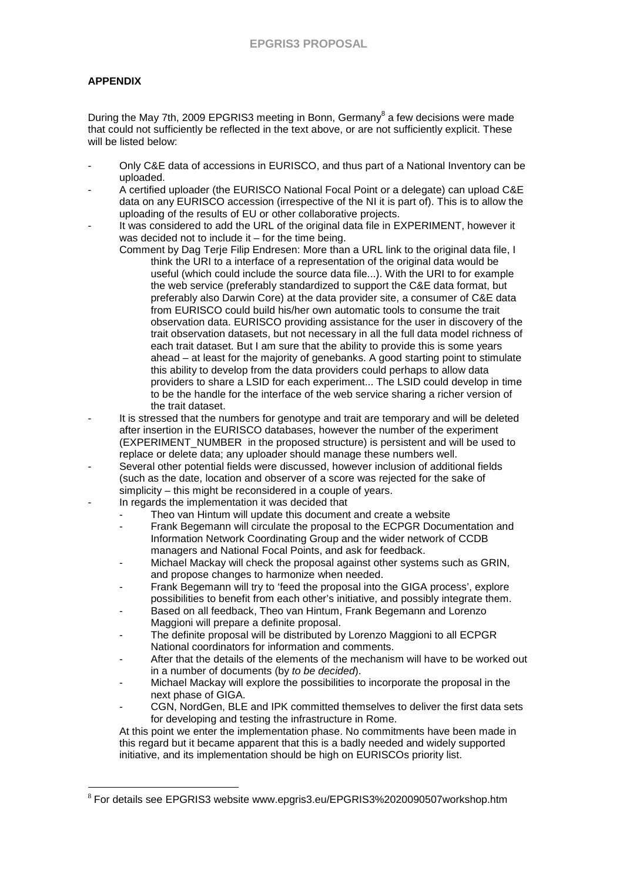## APPENDIX

During the May 7th, 2009 EPGRIS3 meeting in Bonn, Germany[8] a few decisions were made that could not sufficiently be reflected in the text above, or are not sufficiently explicit. These will be listed below:

- Only C&E data of accessions in EURISCO, and thus part of a National Inventory can be uploaded.
- A certified uploader (the EURISCO National Focal Point or a delegate) can upload C&E data on any EURISCO accession (irrespective of the NI it is part of). This is to allow the uploading of the results of EU or other collaborative projects.
- It was considered to add the URL of the original data file in EXPERIMENT, however it was decided not to include it – for the time being.
  Comment by Dag Terje Filip Endresen: More than a URL link to the original data file, I think the URI to a interface of a representation of the original data would be useful (which could include the source data file...). With the URI to for example the web service (preferably standardized to support the C&E data format, but preferably also Darwin Core) at the data provider site, a consumer of C&E data from EURISCO could build his/her own automatic tools to consume the trait observation data. EURISCO providing assistance for the user in discovery of the trait observation datasets, but not necessary in all the full data model richness of each trait dataset. But I am sure that the ability to provide this is some years ahead – at least for the majority of genebanks. A good starting point to stimulate this ability to develop from the data providers could perhaps to allow data providers to share a LSID for each experiment... The LSID could develop in time to be the handle for the interface of the web service sharing a richer version of the trait dataset.
- It is stressed that the numbers for genotype and trait are temporary and will be deleted after insertion in the EURISCO databases, however the number of the experiment (EXPERIMENT_NUMBER in the proposed structure) is persistent and will be used to replace or delete data; any uploader should manage these numbers well.
- Several other potential fields were discussed, however inclusion of additional fields (such as the date, location and observer of a score was rejected for the sake of simplicity – this might be reconsidered in a couple of years.
- In regards the implementation it was decided that
  - Theo van Hintum will update this document and create a website
  - Frank Begemann will circulate the proposal to the ECPGR Documentation and Information Network Coordinating Group and the wider network of CCDB managers and National Focal Points, and ask for feedback.
  - Michael Mackay will check the proposal against other systems such as GRIN, and propose changes to harmonize when needed.
  - Frank Begemann will try to 'feed the proposal into the GIGA process', explore possibilities to benefit from each other's initiative, and possibly integrate them.
  - Based on all feedback, Theo van Hintum, Frank Begemann and Lorenzo Maggioni will prepare a definite proposal.
  - The definite proposal will be distributed by Lorenzo Maggioni to all ECPGR National coordinators for information and comments.
  - After that the details of the elements of the mechanism will have to be worked out in a number of documents (by *to be decided*).
  - Michael Mackay will explore the possibilities to incorporate the proposal in the next phase of GIGA.
  - CGN, NordGen, BLE and IPK committed themselves to deliver the first data sets for developing and testing the infrastructure in Rome.

  At this point we enter the implementation phase. No commitments have been made in this regard but it became apparent that this is a badly needed and widely supported initiative, and its implementation should be high on EURISCOs priority list.

[8] For details see EPGRIS3 website www.epgris3.eu/EPGRIS3%2020090507workshop.htm